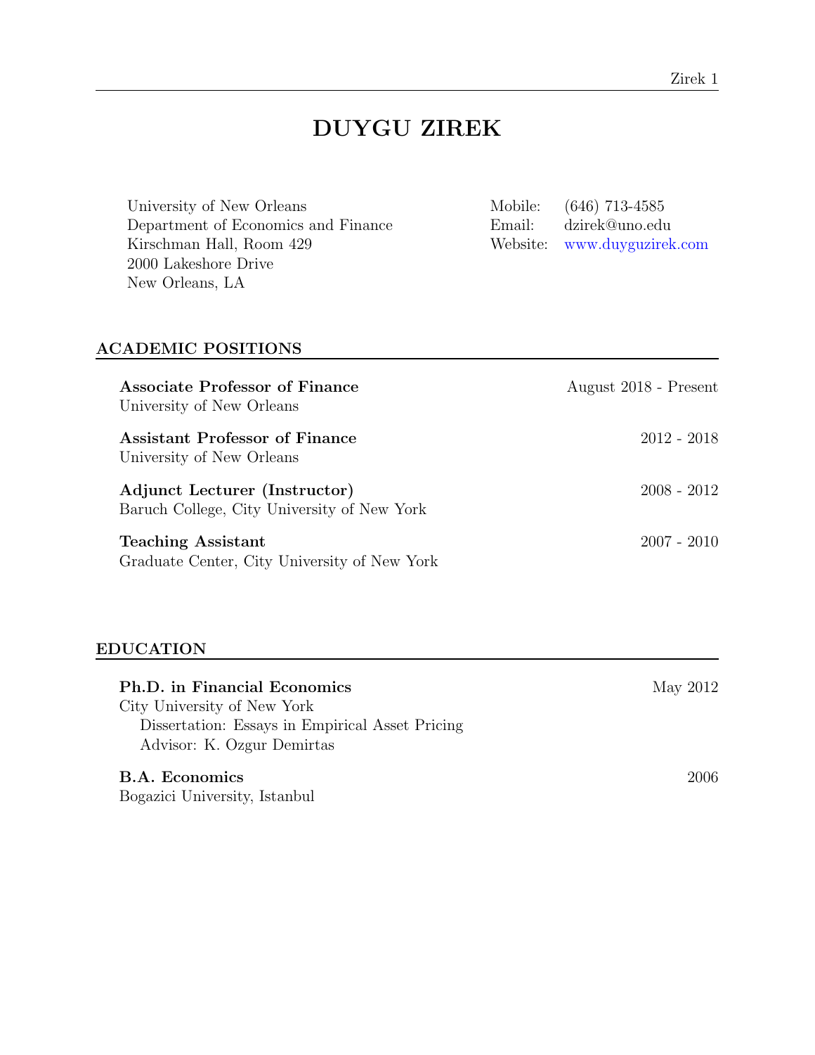# DUYGU ZIREK

University of New Orleans
Department of Economics and Finance
Kirschman Hall, Room 429
2000 Lakeshore Drive
New Orleans, LA

Mobile: (646) 713-4585
Email: dzirek@uno.edu
Website: www.duyguzirek.com

## ACADEMIC POSITIONS

**Associate Professor of Finance** — August 2018 - Present
University of New Orleans

**Assistant Professor of Finance** — 2012 - 2018
University of New Orleans

**Adjunct Lecturer (Instructor)** — 2008 - 2012
Baruch College, City University of New York

**Teaching Assistant** — 2007 - 2010
Graduate Center, City University of New York

## EDUCATION

**Ph.D. in Financial Economics** — May 2012
City University of New York
Dissertation: Essays in Empirical Asset Pricing
Advisor: K. Ozgur Demirtas

**B.A. Economics** — 2006
Bogazici University, Istanbul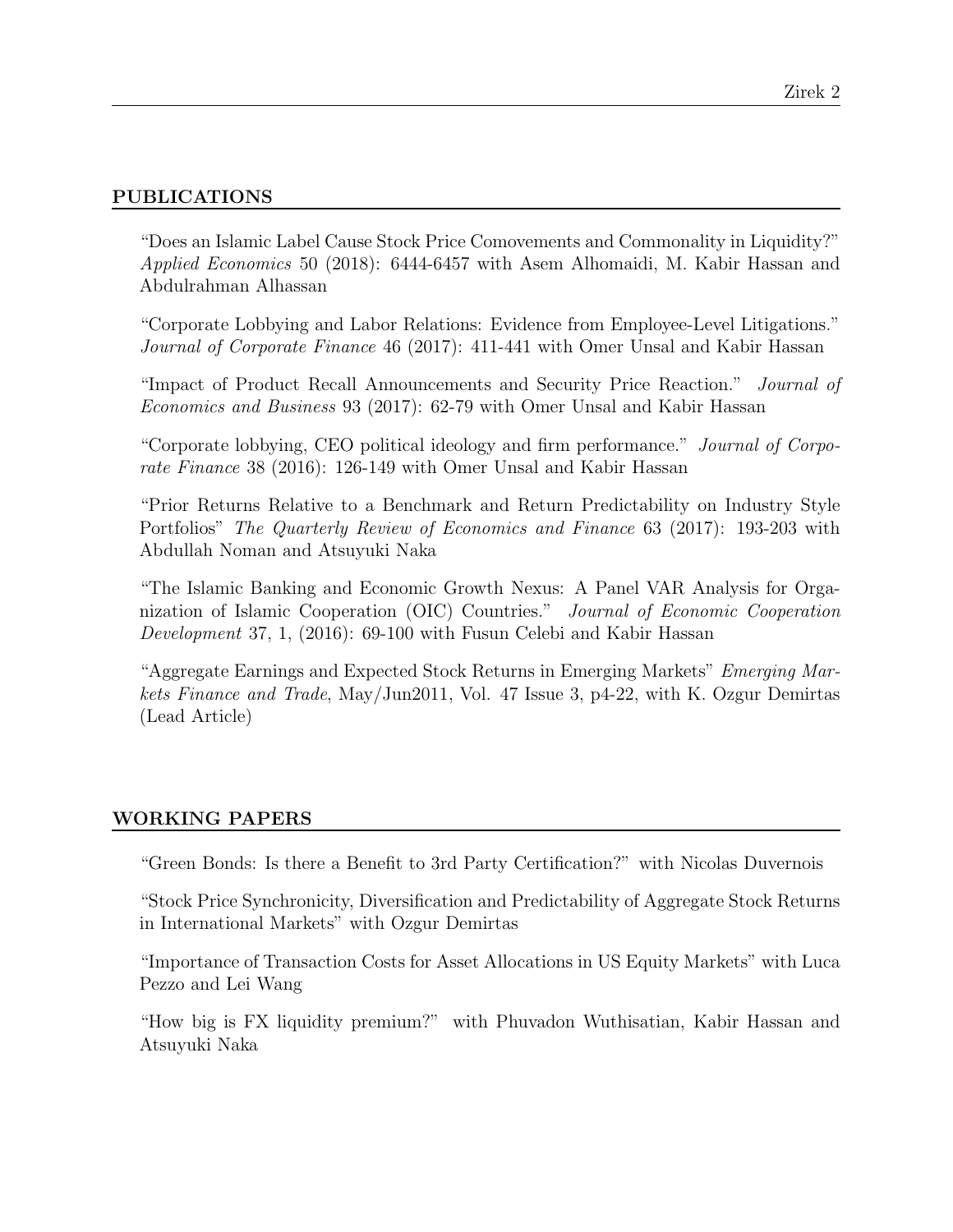## PUBLICATIONS

"Does an Islamic Label Cause Stock Price Comovements and Commonality in Liquidity?" *Applied Economics* 50 (2018): 6444-6457 with Asem Alhomaidi, M. Kabir Hassan and Abdulrahman Alhassan

"Corporate Lobbying and Labor Relations: Evidence from Employee-Level Litigations." *Journal of Corporate Finance* 46 (2017): 411-441 with Omer Unsal and Kabir Hassan

"Impact of Product Recall Announcements and Security Price Reaction." *Journal of Economics and Business* 93 (2017): 62-79 with Omer Unsal and Kabir Hassan

"Corporate lobbying, CEO political ideology and firm performance." *Journal of Corporate Finance* 38 (2016): 126-149 with Omer Unsal and Kabir Hassan

"Prior Returns Relative to a Benchmark and Return Predictability on Industry Style Portfolios" *The Quarterly Review of Economics and Finance* 63 (2017): 193-203 with Abdullah Noman and Atsuyuki Naka

"The Islamic Banking and Economic Growth Nexus: A Panel VAR Analysis for Organization of Islamic Cooperation (OIC) Countries." *Journal of Economic Cooperation Development* 37, 1, (2016): 69-100 with Fusun Celebi and Kabir Hassan

"Aggregate Earnings and Expected Stock Returns in Emerging Markets" *Emerging Markets Finance and Trade*, May/Jun2011, Vol. 47 Issue 3, p4-22, with K. Ozgur Demirtas (Lead Article)

## WORKING PAPERS

"Green Bonds: Is there a Benefit to 3rd Party Certification?" with Nicolas Duvernois

"Stock Price Synchronicity, Diversification and Predictability of Aggregate Stock Returns in International Markets" with Ozgur Demirtas

"Importance of Transaction Costs for Asset Allocations in US Equity Markets" with Luca Pezzo and Lei Wang

"How big is FX liquidity premium?" with Phuvadon Wuthisatian, Kabir Hassan and Atsuyuki Naka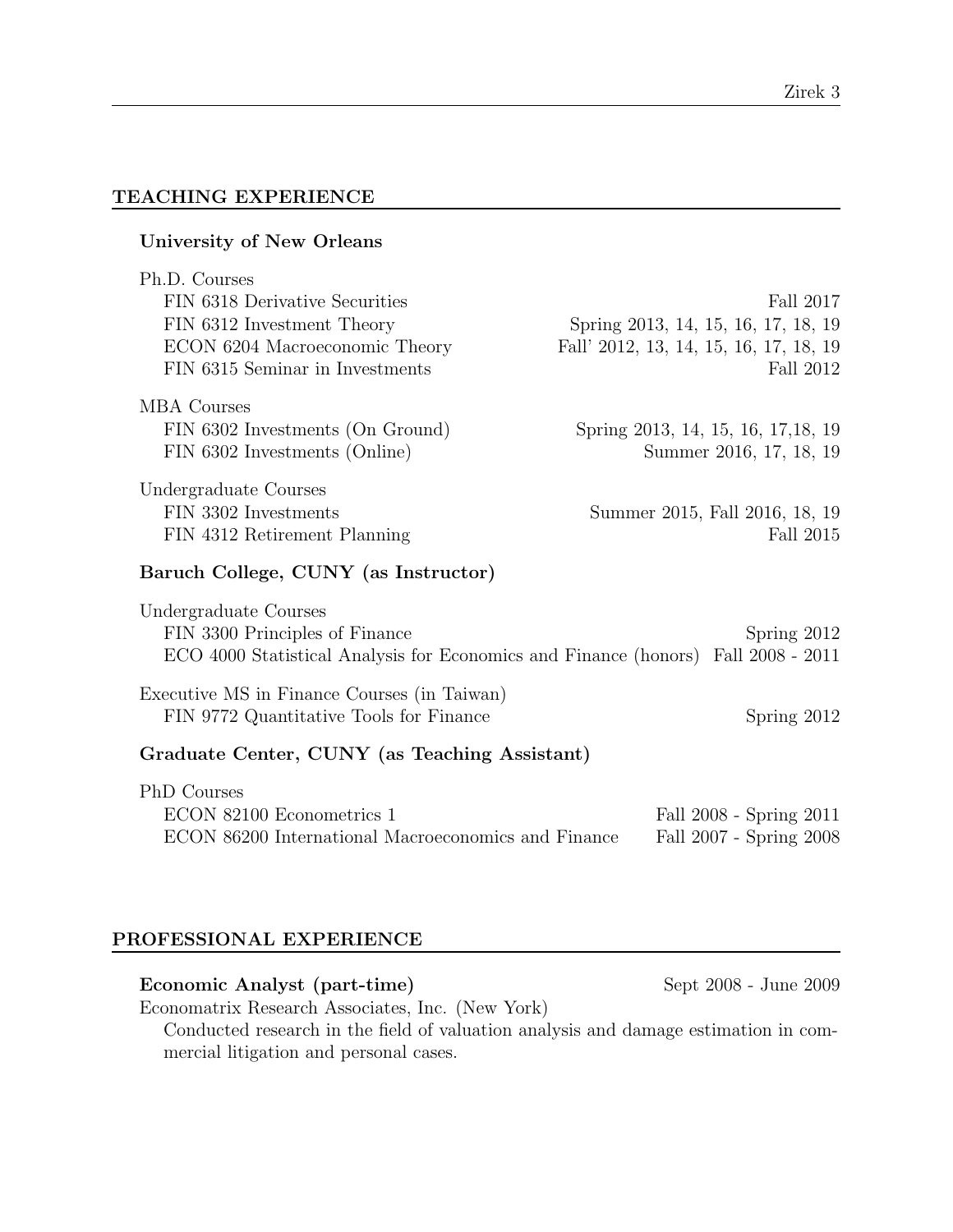## TEACHING EXPERIENCE

### University of New Orleans

Ph.D. Courses

- FIN 6318 Derivative Securities — Fall 2017
- FIN 6312 Investment Theory — Spring 2013, 14, 15, 16, 17, 18, 19
- ECON 6204 Macroeconomic Theory — Fall' 2012, 13, 14, 15, 16, 17, 18, 19
- FIN 6315 Seminar in Investments — Fall 2012

MBA Courses

- FIN 6302 Investments (On Ground) — Spring 2013, 14, 15, 16, 17,18, 19
- FIN 6302 Investments (Online) — Summer 2016, 17, 18, 19

Undergraduate Courses

- FIN 3302 Investments — Summer 2015, Fall 2016, 18, 19
- FIN 4312 Retirement Planning — Fall 2015

### Baruch College, CUNY (as Instructor)

Undergraduate Courses

- FIN 3300 Principles of Finance — Spring 2012
- ECO 4000 Statistical Analysis for Economics and Finance (honors) — Fall 2008 - 2011

Executive MS in Finance Courses (in Taiwan)

- FIN 9772 Quantitative Tools for Finance — Spring 2012

### Graduate Center, CUNY (as Teaching Assistant)

PhD Courses

- ECON 82100 Econometrics 1 — Fall 2008 - Spring 2011
- ECON 86200 International Macroeconomics and Finance — Fall 2007 - Spring 2008

## PROFESSIONAL EXPERIENCE

**Economic Analyst (part-time)** — Sept 2008 - June 2009

Economatrix Research Associates, Inc. (New York)

Conducted research in the field of valuation analysis and damage estimation in commercial litigation and personal cases.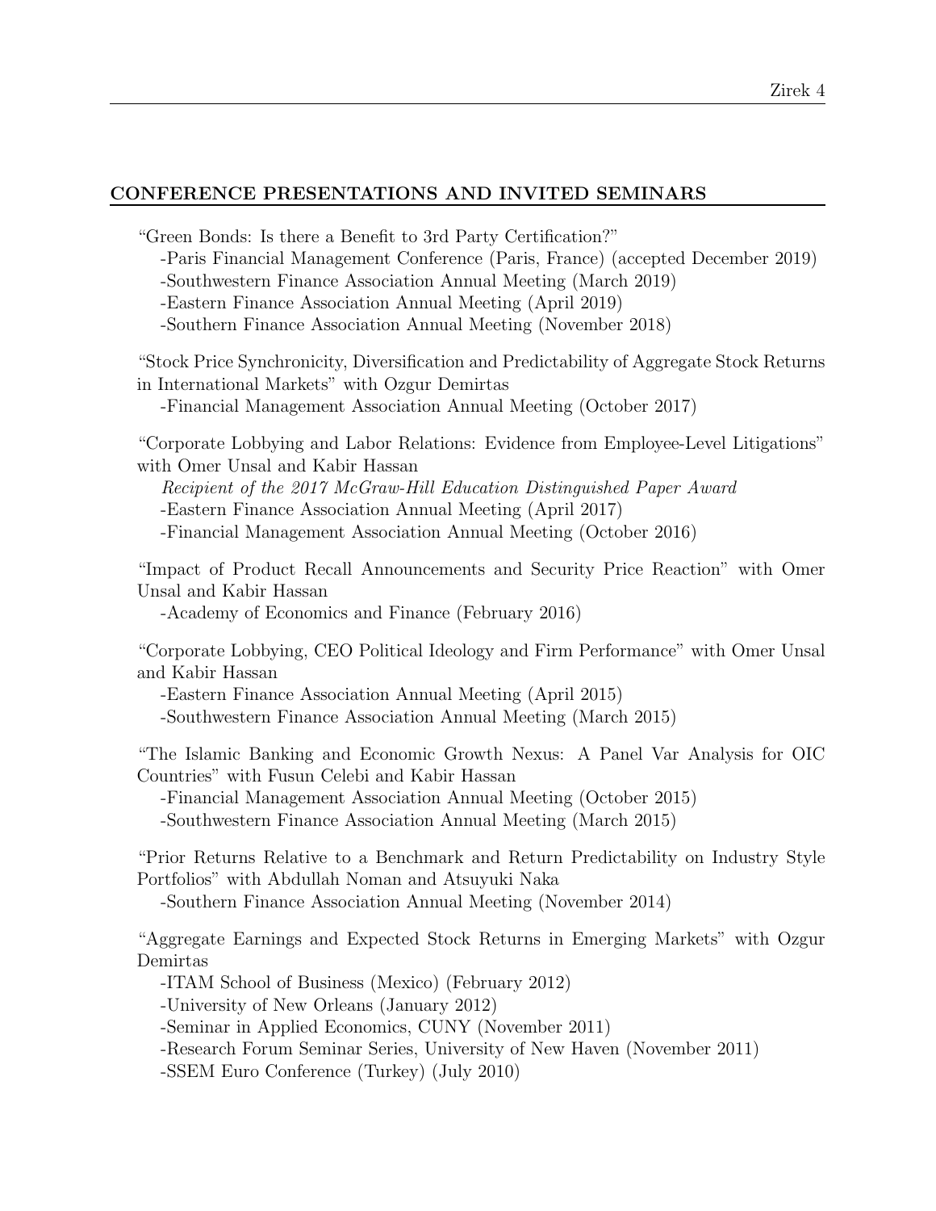## CONFERENCE PRESENTATIONS AND INVITED SEMINARS

"Green Bonds: Is there a Benefit to 3rd Party Certification?"
- Paris Financial Management Conference (Paris, France) (accepted December 2019)
- Southwestern Finance Association Annual Meeting (March 2019)
- Eastern Finance Association Annual Meeting (April 2019)
- Southern Finance Association Annual Meeting (November 2018)

"Stock Price Synchronicity, Diversification and Predictability of Aggregate Stock Returns in International Markets" with Ozgur Demirtas
- Financial Management Association Annual Meeting (October 2017)

"Corporate Lobbying and Labor Relations: Evidence from Employee-Level Litigations" with Omer Unsal and Kabir Hassan

*Recipient of the 2017 McGraw-Hill Education Distinguished Paper Award*
- Eastern Finance Association Annual Meeting (April 2017)
- Financial Management Association Annual Meeting (October 2016)

"Impact of Product Recall Announcements and Security Price Reaction" with Omer Unsal and Kabir Hassan
- Academy of Economics and Finance (February 2016)

"Corporate Lobbying, CEO Political Ideology and Firm Performance" with Omer Unsal and Kabir Hassan
- Eastern Finance Association Annual Meeting (April 2015)
- Southwestern Finance Association Annual Meeting (March 2015)

"The Islamic Banking and Economic Growth Nexus: A Panel Var Analysis for OIC Countries" with Fusun Celebi and Kabir Hassan
- Financial Management Association Annual Meeting (October 2015)
- Southwestern Finance Association Annual Meeting (March 2015)

"Prior Returns Relative to a Benchmark and Return Predictability on Industry Style Portfolios" with Abdullah Noman and Atsuyuki Naka
- Southern Finance Association Annual Meeting (November 2014)

"Aggregate Earnings and Expected Stock Returns in Emerging Markets" with Ozgur Demirtas
- ITAM School of Business (Mexico) (February 2012)
- University of New Orleans (January 2012)
- Seminar in Applied Economics, CUNY (November 2011)
- Research Forum Seminar Series, University of New Haven (November 2011)
- SSEM Euro Conference (Turkey) (July 2010)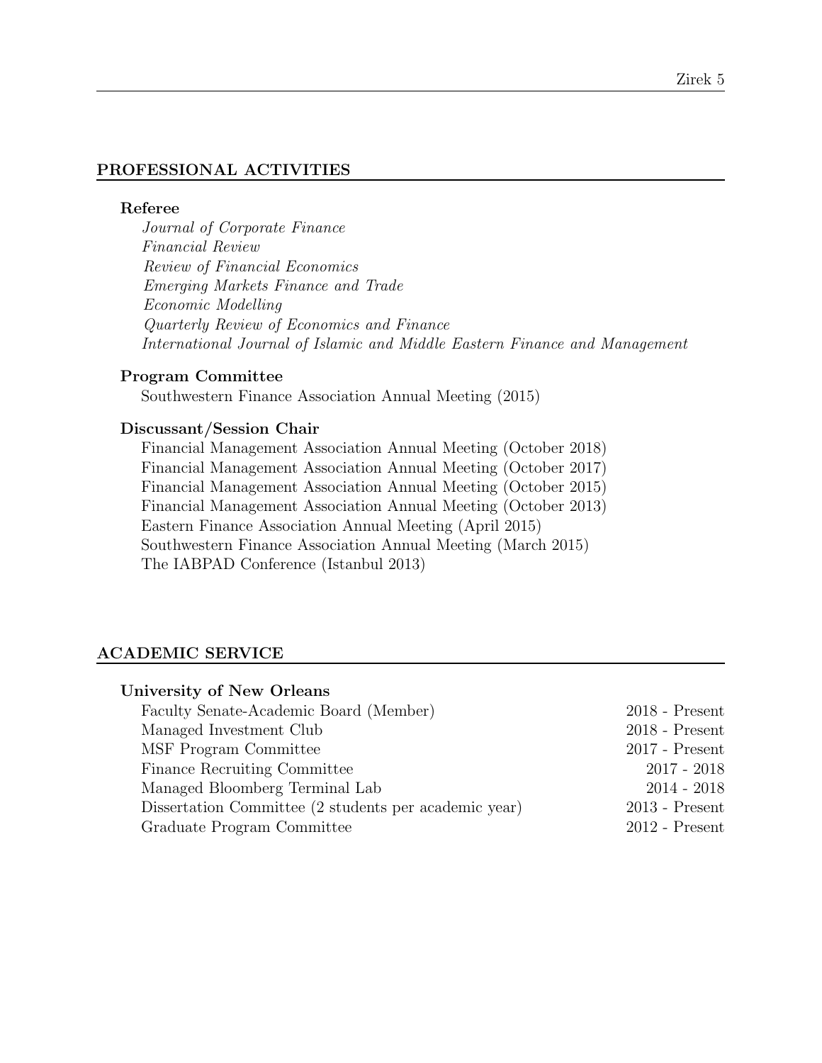## PROFESSIONAL ACTIVITIES

### Referee

*Journal of Corporate Finance*
*Financial Review*
*Review of Financial Economics*
*Emerging Markets Finance and Trade*
*Economic Modelling*
*Quarterly Review of Economics and Finance*
*International Journal of Islamic and Middle Eastern Finance and Management*

### Program Committee

Southwestern Finance Association Annual Meeting (2015)

### Discussant/Session Chair

Financial Management Association Annual Meeting (October 2018)
Financial Management Association Annual Meeting (October 2017)
Financial Management Association Annual Meeting (October 2015)
Financial Management Association Annual Meeting (October 2013)
Eastern Finance Association Annual Meeting (April 2015)
Southwestern Finance Association Annual Meeting (March 2015)
The IABPAD Conference (Istanbul 2013)

## ACADEMIC SERVICE

### University of New Orleans

| | |
|---|---|
| Faculty Senate-Academic Board (Member) | 2018 - Present |
| Managed Investment Club | 2018 - Present |
| MSF Program Committee | 2017 - Present |
| Finance Recruiting Committee | 2017 - 2018 |
| Managed Bloomberg Terminal Lab | 2014 - 2018 |
| Dissertation Committee (2 students per academic year) | 2013 - Present |
| Graduate Program Committee | 2012 - Present |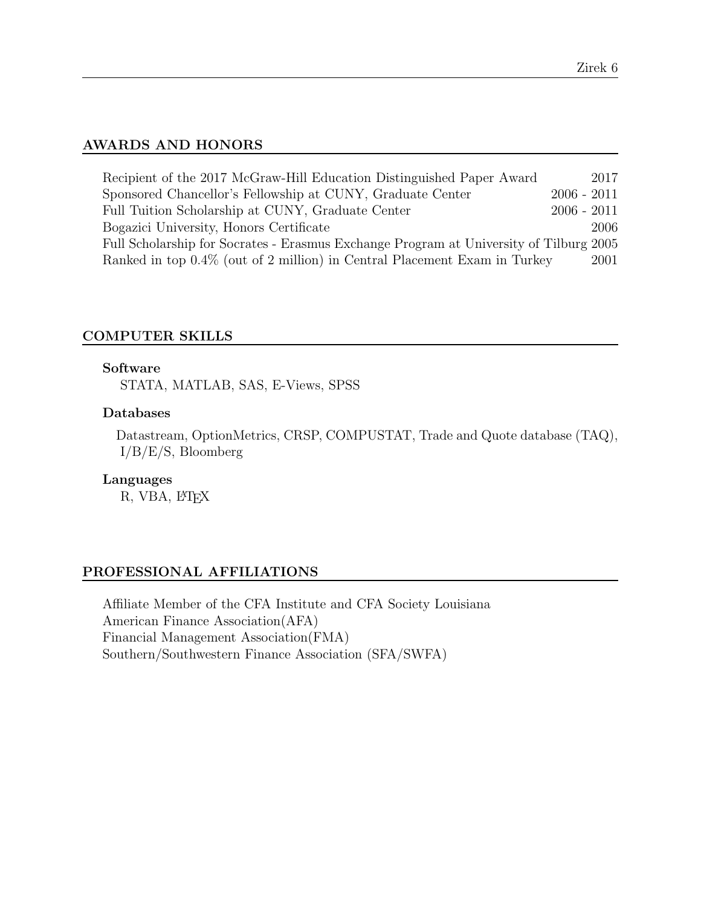## AWARDS AND HONORS

| | |
|---|---|
| Recipient of the 2017 McGraw-Hill Education Distinguished Paper Award | 2017 |
| Sponsored Chancellor's Fellowship at CUNY, Graduate Center | 2006 - 2011 |
| Full Tuition Scholarship at CUNY, Graduate Center | 2006 - 2011 |
| Bogazici University, Honors Certificate | 2006 |
| Full Scholarship for Socrates - Erasmus Exchange Program at University of Tilburg | 2005 |
| Ranked in top 0.4% (out of 2 million) in Central Placement Exam in Turkey | 2001 |

## COMPUTER SKILLS

**Software**
STATA, MATLAB, SAS, E-Views, SPSS

**Databases**
Datastream, OptionMetrics, CRSP, COMPUSTAT, Trade and Quote database (TAQ), I/B/E/S, Bloomberg

**Languages**
R, VBA, LaTeX

## PROFESSIONAL AFFILIATIONS

Affiliate Member of the CFA Institute and CFA Society Louisiana
American Finance Association(AFA)
Financial Management Association(FMA)
Southern/Southwestern Finance Association (SFA/SWFA)